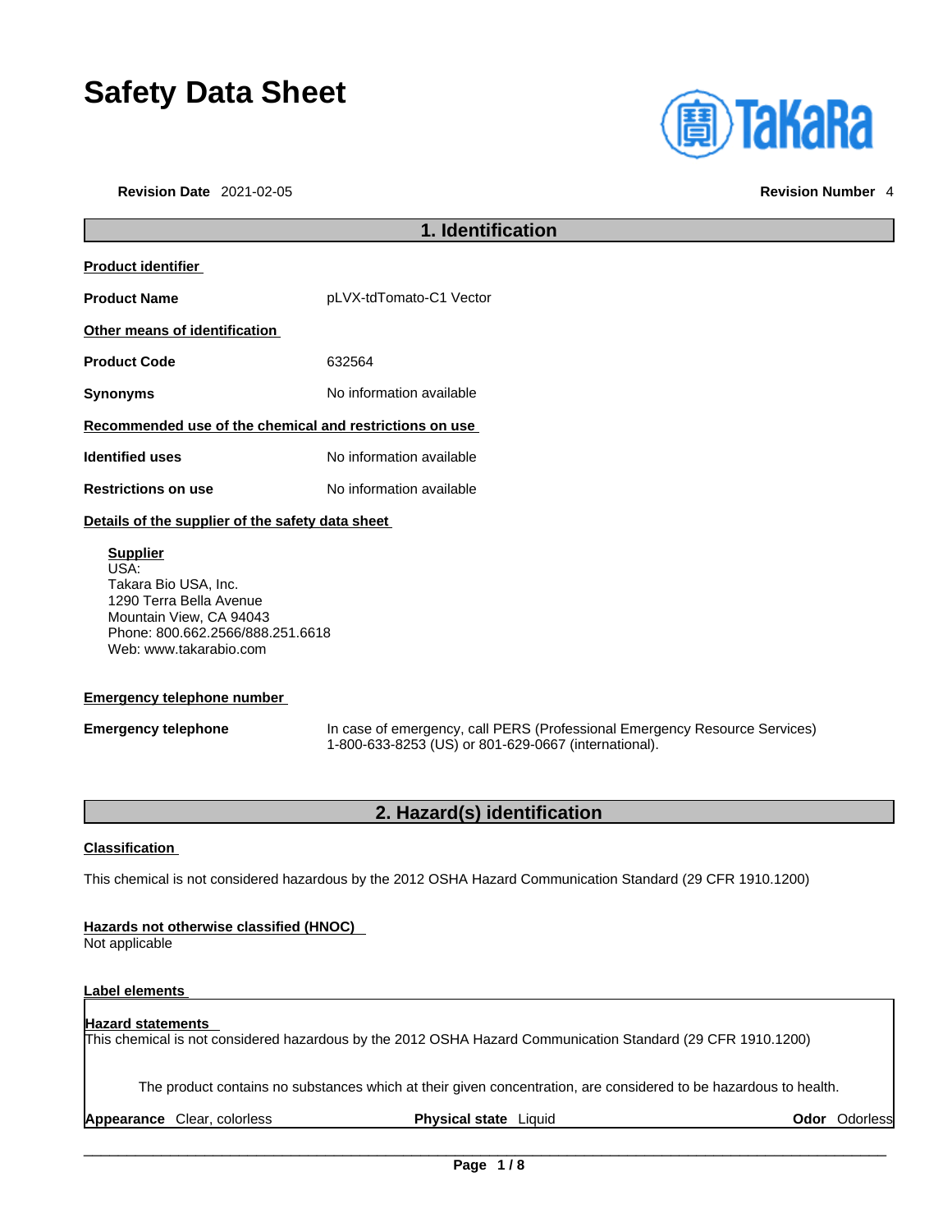# Safety Data Sheet

**Revision Date** 2021-02-05 **Revision Number** 4

## 1. Identification

**Product identifier**

**Product Name** pLVX-tdTomato-C1 Vector

**Other means of identification**

**Product Code** 632564

**Synonyms** No information available

**Recommended use of the chemical and restrictions on use**

**Identified uses** No information available

**Restrictions on use** No information available

**Details of the supplier of the safety data sheet**

**Supplier**
USA:
Takara Bio USA, Inc.
1290 Terra Bella Avenue
Mountain View, CA 94043
Phone: 800.662.2566/888.251.6618
Web: www.takarabio.com

**Emergency telephone number**

**Emergency telephone** In case of emergency, call PERS (Professional Emergency Resource Services) 1-800-633-8253 (US) or 801-629-0667 (international).

## 2. Hazard(s) identification

**Classification**

This chemical is not considered hazardous by the 2012 OSHA Hazard Communication Standard (29 CFR 1910.1200)

**Hazards not otherwise classified (HNOC)**
Not applicable

**Label elements**

**Hazard statements**
This chemical is not considered hazardous by the 2012 OSHA Hazard Communication Standard (29 CFR 1910.1200)

The product contains no substances which at their given concentration, are considered to be hazardous to health.

**Appearance** Clear, colorless **Physical state** Liquid **Odor** Odorless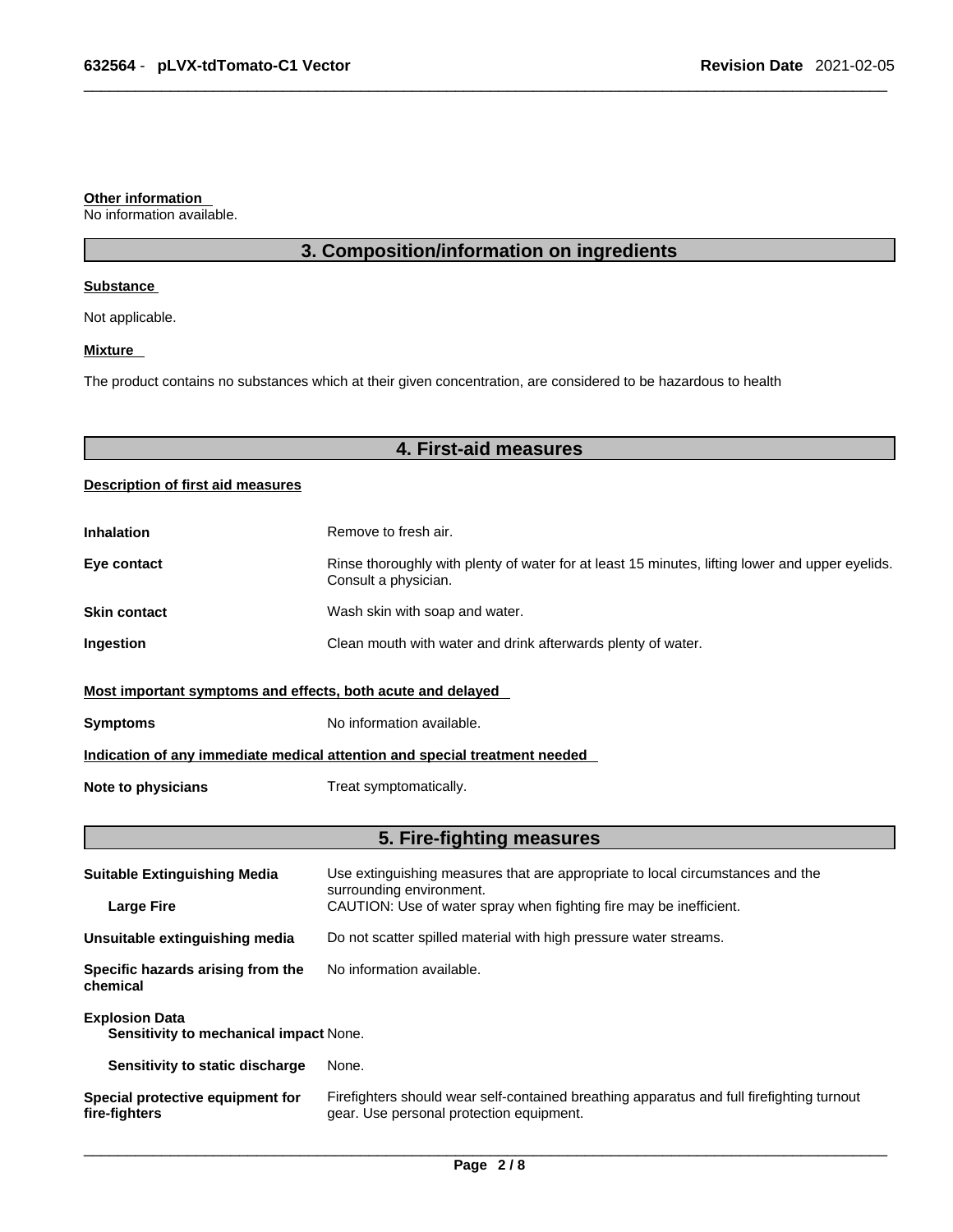**Other information**

No information available.

## 3. Composition/information on ingredients

**Substance**

Not applicable.

**Mixture**

The product contains no substances which at their given concentration, are considered to be hazardous to health

## 4. First-aid measures

**Description of first aid measures**

| | |
|---|---|
| **Inhalation** | Remove to fresh air. |
| **Eye contact** | Rinse thoroughly with plenty of water for at least 15 minutes, lifting lower and upper eyelids. Consult a physician. |
| **Skin contact** | Wash skin with soap and water. |
| **Ingestion** | Clean mouth with water and drink afterwards plenty of water. |

**Most important symptoms and effects, both acute and delayed**

| | |
|---|---|
| **Symptoms** | No information available. |

**Indication of any immediate medical attention and special treatment needed**

| | |
|---|---|
| **Note to physicians** | Treat symptomatically. |

## 5. Fire-fighting measures

| | |
|---|---|
| **Suitable Extinguishing Media** | Use extinguishing measures that are appropriate to local circumstances and the surrounding environment. |
| **Large Fire** | CAUTION: Use of water spray when fighting fire may be inefficient. |
| **Unsuitable extinguishing media** | Do not scatter spilled material with high pressure water streams. |
| **Specific hazards arising from the chemical** | No information available. |
| **Explosion Data** | |
| **Sensitivity to mechanical impact** | None. |
| **Sensitivity to static discharge** | None. |
| **Special protective equipment for fire-fighters** | Firefighters should wear self-contained breathing apparatus and full firefighting turnout gear. Use personal protection equipment. |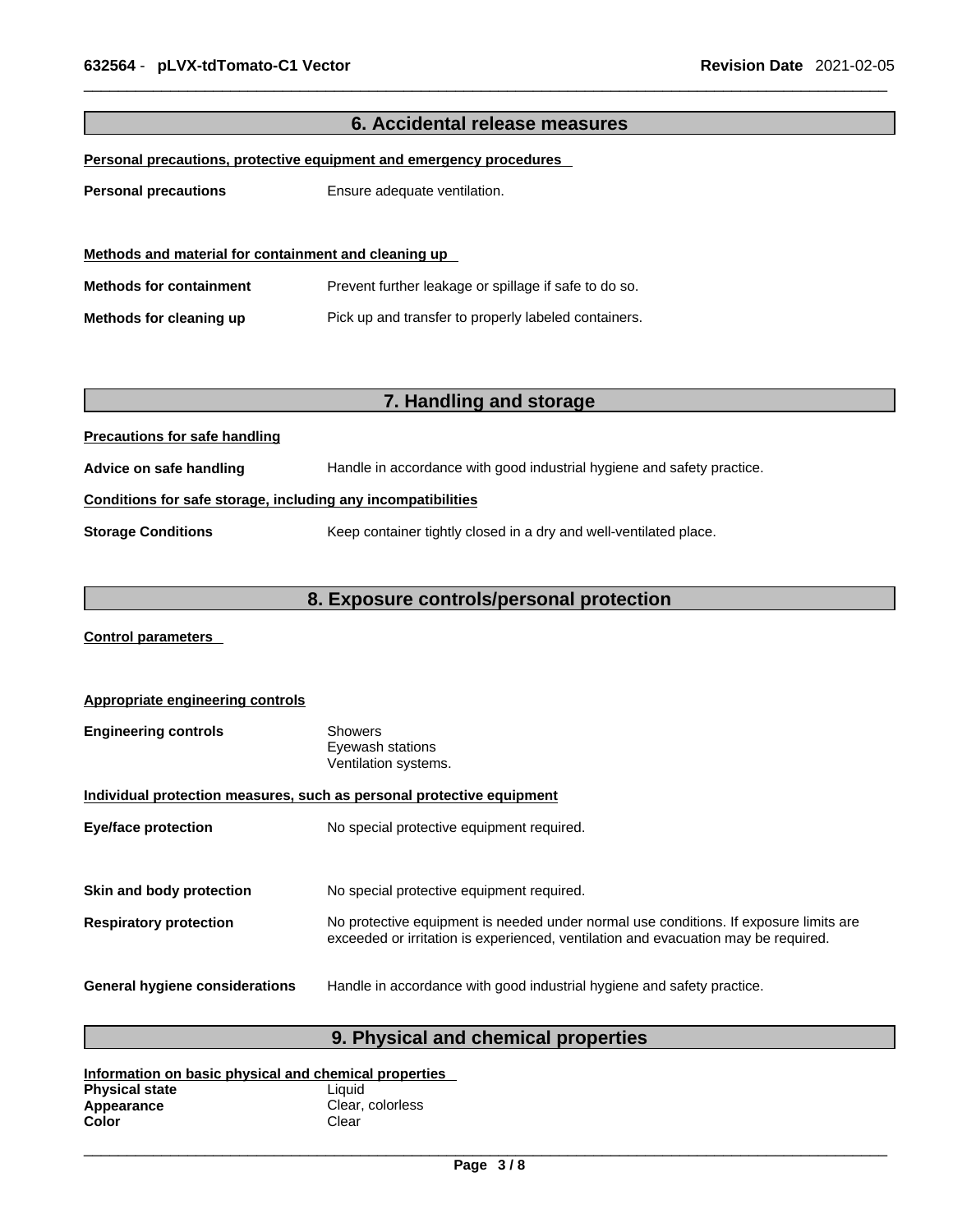## 6. Accidental release measures

**Personal precautions, protective equipment and emergency procedures**

**Personal precautions** Ensure adequate ventilation.

**Methods and material for containment and cleaning up**

**Methods for containment** Prevent further leakage or spillage if safe to do so.

**Methods for cleaning up** Pick up and transfer to properly labeled containers.

## 7. Handling and storage

**Precautions for safe handling**

**Advice on safe handling** Handle in accordance with good industrial hygiene and safety practice.

**Conditions for safe storage, including any incompatibilities**

**Storage Conditions** Keep container tightly closed in a dry and well-ventilated place.

## 8. Exposure controls/personal protection

**Control parameters**

**Appropriate engineering controls**

**Engineering controls** Showers
Eyewash stations
Ventilation systems.

**Individual protection measures, such as personal protective equipment**

**Eye/face protection** No special protective equipment required.

**Skin and body protection** No special protective equipment required.

**Respiratory protection** No protective equipment is needed under normal use conditions. If exposure limits are exceeded or irritation is experienced, ventilation and evacuation may be required.

**General hygiene considerations** Handle in accordance with good industrial hygiene and safety practice.

## 9. Physical and chemical properties

**Information on basic physical and chemical properties**

**Physical state** Liquid
**Appearance** Clear, colorless
**Color** Clear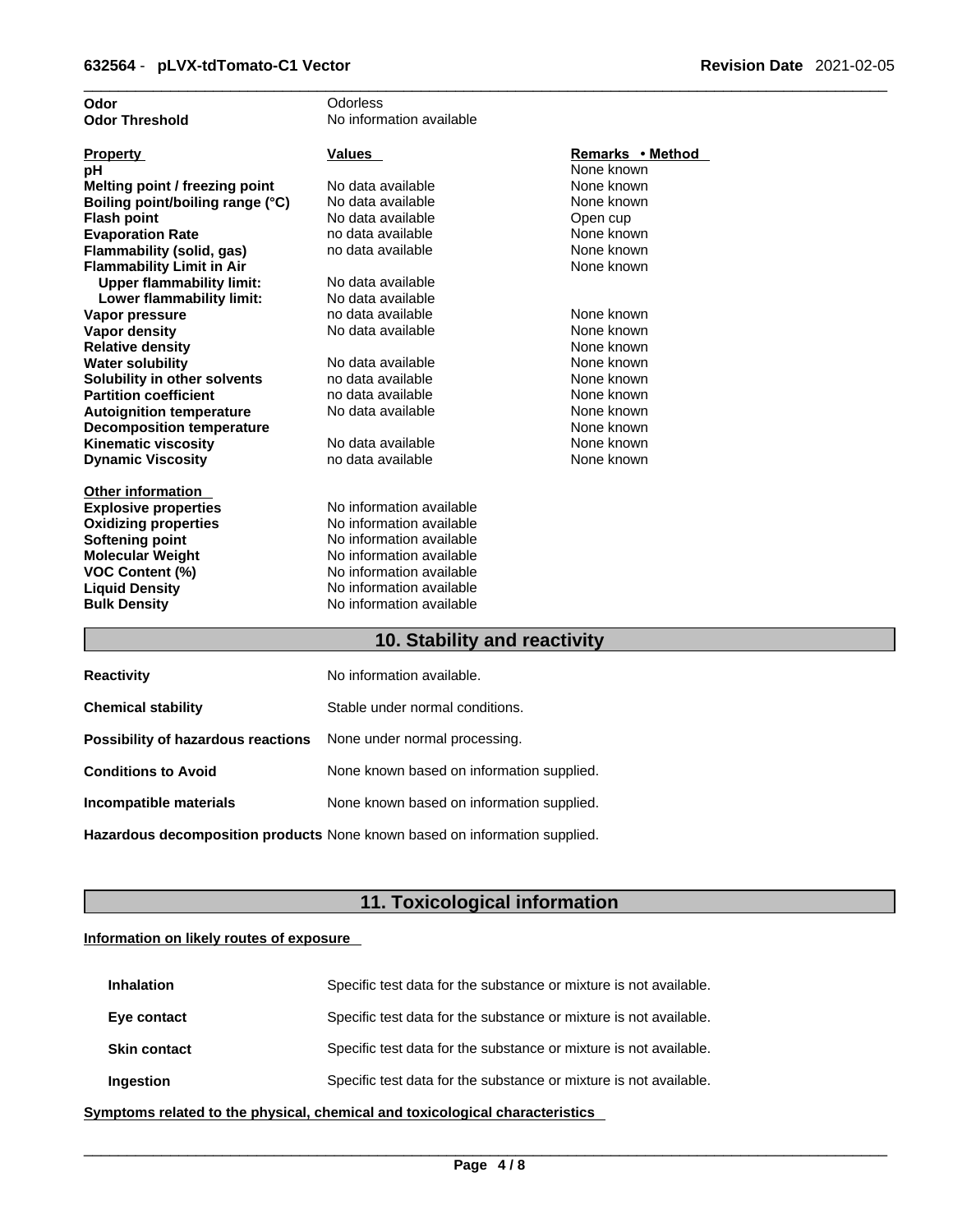| | |
|---|---|
| **Odor** | Odorless |
| **Odor Threshold** | No information available |

| Property | Values | Remarks • Method |
|---|---|---|
| **pH** | | None known |
| **Melting point / freezing point** | No data available | None known |
| **Boiling point/boiling range (°C)** | No data available | None known |
| **Flash point** | No data available | Open cup |
| **Evaporation Rate** | no data available | None known |
| **Flammability (solid, gas)** | no data available | None known |
| **Flammability Limit in Air** | | None known |
| **Upper flammability limit:** | No data available | |
| **Lower flammability limit:** | No data available | |
| **Vapor pressure** | no data available | None known |
| **Vapor density** | No data available | None known |
| **Relative density** | | None known |
| **Water solubility** | No data available | None known |
| **Solubility in other solvents** | no data available | None known |
| **Partition coefficient** | no data available | None known |
| **Autoignition temperature** | No data available | None known |
| **Decomposition temperature** | | None known |
| **Kinematic viscosity** | No data available | None known |
| **Dynamic Viscosity** | no data available | None known |

**Other information**

| | |
|---|---|
| **Explosive properties** | No information available |
| **Oxidizing properties** | No information available |
| **Softening point** | No information available |
| **Molecular Weight** | No information available |
| **VOC Content (%)** | No information available |
| **Liquid Density** | No information available |
| **Bulk Density** | No information available |

## 10. Stability and reactivity

| | |
|---|---|
| **Reactivity** | No information available. |
| **Chemical stability** | Stable under normal conditions. |
| **Possibility of hazardous reactions** | None under normal processing. |
| **Conditions to Avoid** | None known based on information supplied. |
| **Incompatible materials** | None known based on information supplied. |
| **Hazardous decomposition products** | None known based on information supplied. |

## 11. Toxicological information

**Information on likely routes of exposure**

| | |
|---|---|
| **Inhalation** | Specific test data for the substance or mixture is not available. |
| **Eye contact** | Specific test data for the substance or mixture is not available. |
| **Skin contact** | Specific test data for the substance or mixture is not available. |
| **Ingestion** | Specific test data for the substance or mixture is not available. |

**Symptoms related to the physical, chemical and toxicological characteristics**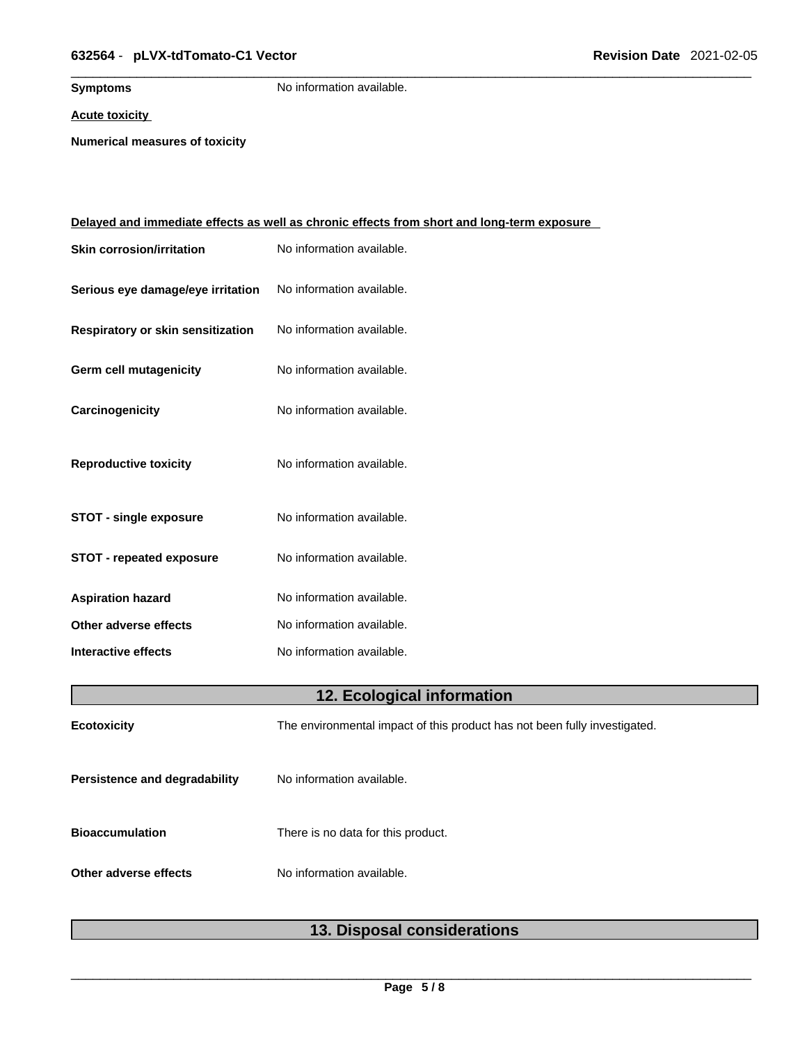**Symptoms** No information available.

**Acute toxicity**

**Numerical measures of toxicity**

**Delayed and immediate effects as well as chronic effects from short and long-term exposure**

| | |
|---|---|
| **Skin corrosion/irritation** | No information available. |
| **Serious eye damage/eye irritation** | No information available. |
| **Respiratory or skin sensitization** | No information available. |
| **Germ cell mutagenicity** | No information available. |
| **Carcinogenicity** | No information available. |
| **Reproductive toxicity** | No information available. |
| **STOT - single exposure** | No information available. |
| **STOT - repeated exposure** | No information available. |
| **Aspiration hazard** | No information available. |
| **Other adverse effects** | No information available. |
| **Interactive effects** | No information available. |

## 12. Ecological information

| | |
|---|---|
| **Ecotoxicity** | The environmental impact of this product has not been fully investigated. |
| **Persistence and degradability** | No information available. |
| **Bioaccumulation** | There is no data for this product. |
| **Other adverse effects** | No information available. |

## 13. Disposal considerations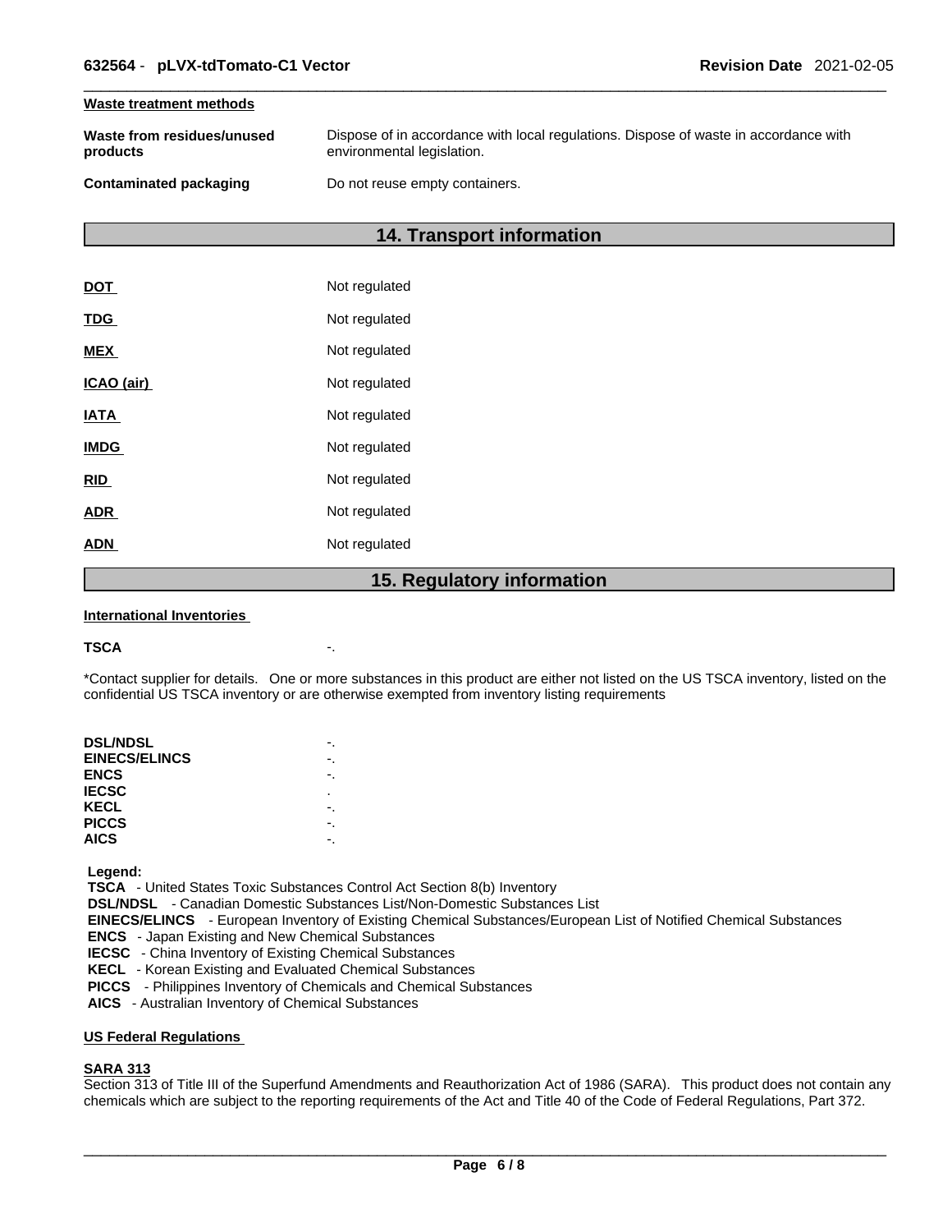### Waste treatment methods

| | |
|---|---|
| **Waste from residues/unused products** | Dispose of in accordance with local regulations. Dispose of waste in accordance with environmental legislation. |
| **Contaminated packaging** | Do not reuse empty containers. |

## 14. Transport information

| | |
|---|---|
| **DOT** | Not regulated |
| **TDG** | Not regulated |
| **MEX** | Not regulated |
| **ICAO (air)** | Not regulated |
| **IATA** | Not regulated |
| **IMDG** | Not regulated |
| **RID** | Not regulated |
| **ADR** | Not regulated |
| **ADN** | Not regulated |

## 15. Regulatory information

### International Inventories

**TSCA** -.

*Contact supplier for details. One or more substances in this product are either not listed on the US TSCA inventory, listed on the confidential US TSCA inventory or are otherwise exempted from inventory listing requirements

| | |
|---|---|
| **DSL/NDSL** | -. |
| **EINECS/ELINCS** | -. |
| **ENCS** | -. |
| **IECSC** | . |
| **KECL** | -. |
| **PICCS** | -. |
| **AICS** | -. |

**Legend:**
**TSCA** - United States Toxic Substances Control Act Section 8(b) Inventory
**DSL/NDSL** - Canadian Domestic Substances List/Non-Domestic Substances List
**EINECS/ELINCS** - European Inventory of Existing Chemical Substances/European List of Notified Chemical Substances
**ENCS** - Japan Existing and New Chemical Substances
**IECSC** - China Inventory of Existing Chemical Substances
**KECL** - Korean Existing and Evaluated Chemical Substances
**PICCS** - Philippines Inventory of Chemicals and Chemical Substances
**AICS** - Australian Inventory of Chemical Substances

### US Federal Regulations

**SARA 313**
Section 313 of Title III of the Superfund Amendments and Reauthorization Act of 1986 (SARA). This product does not contain any chemicals which are subject to the reporting requirements of the Act and Title 40 of the Code of Federal Regulations, Part 372.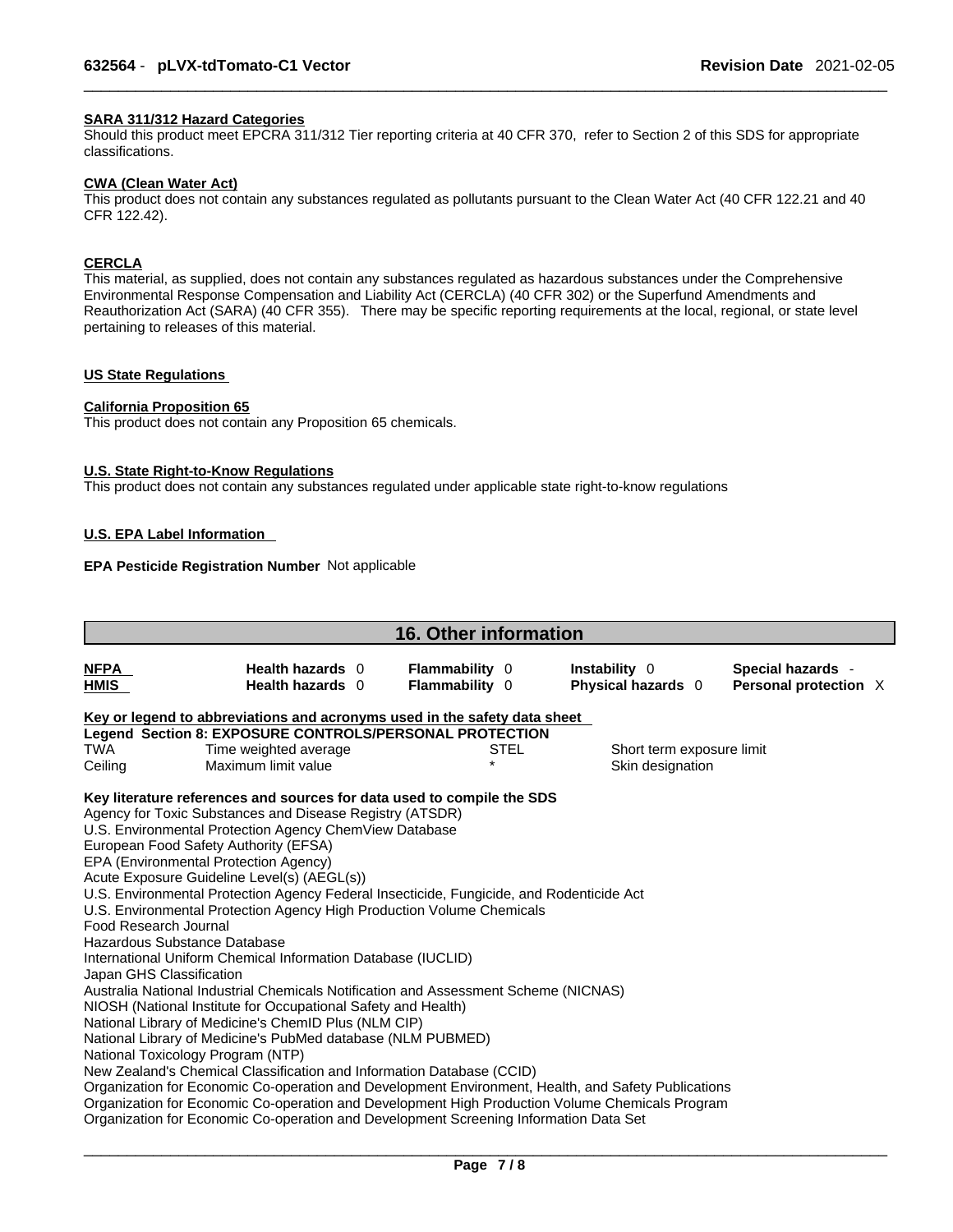**SARA 311/312 Hazard Categories**

Should this product meet EPCRA 311/312 Tier reporting criteria at 40 CFR 370, refer to Section 2 of this SDS for appropriate classifications.

**CWA (Clean Water Act)**

This product does not contain any substances regulated as pollutants pursuant to the Clean Water Act (40 CFR 122.21 and 40 CFR 122.42).

**CERCLA**

This material, as supplied, does not contain any substances regulated as hazardous substances under the Comprehensive Environmental Response Compensation and Liability Act (CERCLA) (40 CFR 302) or the Superfund Amendments and Reauthorization Act (SARA) (40 CFR 355). There may be specific reporting requirements at the local, regional, or state level pertaining to releases of this material.

**US State Regulations**

**California Proposition 65**

This product does not contain any Proposition 65 chemicals.

**U.S. State Right-to-Know Regulations**

This product does not contain any substances regulated under applicable state right-to-know regulations

**U.S. EPA Label Information**

**EPA Pesticide Registration Number** Not applicable

## 16. Other information

| | | | | |
|---|---|---|---|---|
| **NFPA** | **Health hazards** 0 | **Flammability** 0 | **Instability** 0 | **Special hazards** - |
| **HMIS** | **Health hazards** 0 | **Flammability** 0 | **Physical hazards** 0 | **Personal protection** X |

**Key or legend to abbreviations and acronyms used in the safety data sheet**

**Legend Section 8: EXPOSURE CONTROLS/PERSONAL PROTECTION**

| | | | |
|---|---|---|---|
| TWA | Time weighted average | STEL | Short term exposure limit |
| Ceiling | Maximum limit value | * | Skin designation |

**Key literature references and sources for data used to compile the SDS**

Agency for Toxic Substances and Disease Registry (ATSDR)
U.S. Environmental Protection Agency ChemView Database
European Food Safety Authority (EFSA)
EPA (Environmental Protection Agency)
Acute Exposure Guideline Level(s) (AEGL(s))
U.S. Environmental Protection Agency Federal Insecticide, Fungicide, and Rodenticide Act
U.S. Environmental Protection Agency High Production Volume Chemicals
Food Research Journal
Hazardous Substance Database
International Uniform Chemical Information Database (IUCLID)
Japan GHS Classification
Australia National Industrial Chemicals Notification and Assessment Scheme (NICNAS)
NIOSH (National Institute for Occupational Safety and Health)
National Library of Medicine's ChemID Plus (NLM CIP)
National Library of Medicine's PubMed database (NLM PUBMED)
National Toxicology Program (NTP)
New Zealand's Chemical Classification and Information Database (CCID)
Organization for Economic Co-operation and Development Environment, Health, and Safety Publications
Organization for Economic Co-operation and Development High Production Volume Chemicals Program
Organization for Economic Co-operation and Development Screening Information Data Set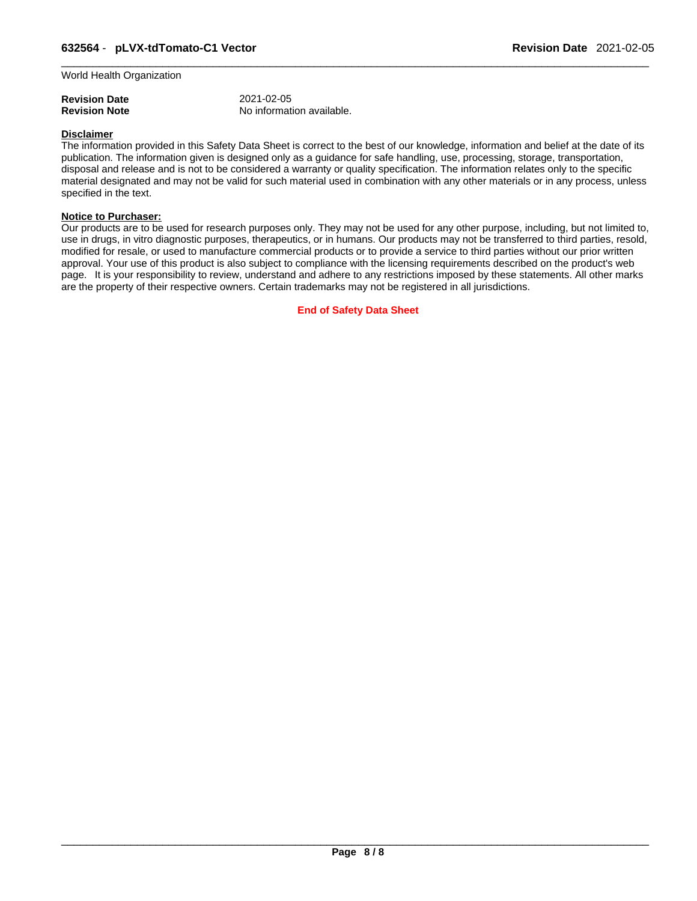World Health Organization

| | |
|---|---|
| **Revision Date** | 2021-02-05 |
| **Revision Note** | No information available. |

**Disclaimer**

The information provided in this Safety Data Sheet is correct to the best of our knowledge, information and belief at the date of its publication. The information given is designed only as a guidance for safe handling, use, processing, storage, transportation, disposal and release and is not to be considered a warranty or quality specification. The information relates only to the specific material designated and may not be valid for such material used in combination with any other materials or in any process, unless specified in the text.

**Notice to Purchaser:**

Our products are to be used for research purposes only. They may not be used for any other purpose, including, but not limited to, use in drugs, in vitro diagnostic purposes, therapeutics, or in humans. Our products may not be transferred to third parties, resold, modified for resale, or used to manufacture commercial products or to provide a service to third parties without our prior written approval. Your use of this product is also subject to compliance with the licensing requirements described on the product's web page. It is your responsibility to review, understand and adhere to any restrictions imposed by these statements. All other marks are the property of their respective owners. Certain trademarks may not be registered in all jurisdictions.

**End of Safety Data Sheet**